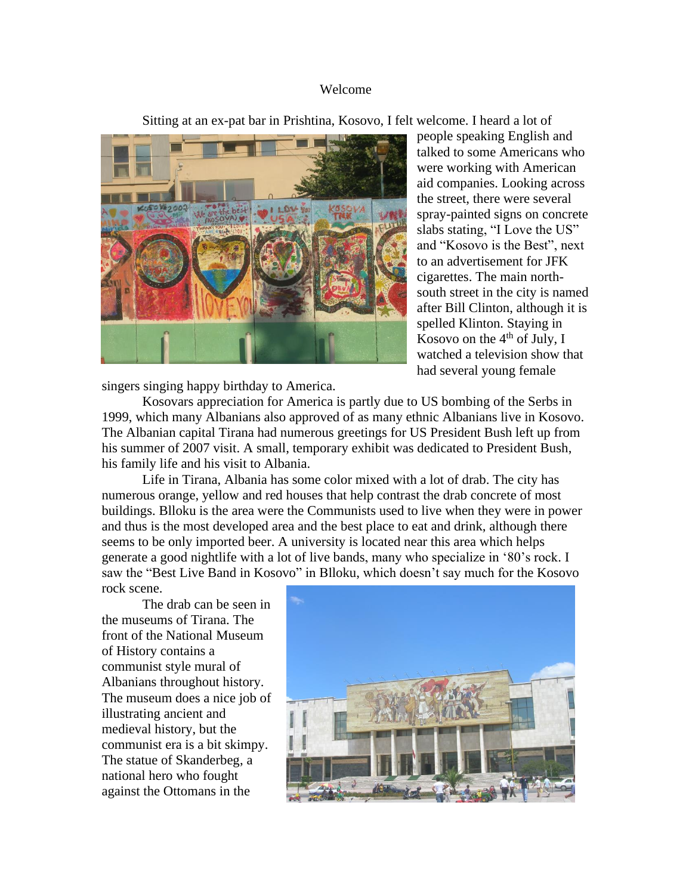# Welcome

Sitting at an ex-pat bar in Prishtina, Kosovo, I felt welcome. I heard a lot of people speaking English and talked to some Americans who were working with American aid companies. Looking across the street, there were several spray-painted signs on concrete slabs stating, "I Love the US" and "Kosovo is the Best", next to an advertisement for JFK cigarettes. The main north-south street in the city is named after Bill Clinton, although it is spelled Klinton. Staying in Kosovo on the 4th of July, I watched a television show that had several young female singers singing happy birthday to America.

Kosovars appreciation for America is partly due to US bombing of the Serbs in 1999, which many Albanians also approved of as many ethnic Albanians live in Kosovo. The Albanian capital Tirana had numerous greetings for US President Bush left up from his summer of 2007 visit. A small, temporary exhibit was dedicated to President Bush, his family life and his visit to Albania.

Life in Tirana, Albania has some color mixed with a lot of drab. The city has numerous orange, yellow and red houses that help contrast the drab concrete of most buildings. Blloku is the area were the Communists used to live when they were in power and thus is the most developed area and the best place to eat and drink, although there seems to be only imported beer. A university is located near this area which helps generate a good nightlife with a lot of live bands, many who specialize in '80's rock. I saw the "Best Live Band in Kosovo" in Blloku, which doesn't say much for the Kosovo rock scene.

The drab can be seen in the museums of Tirana. The front of the National Museum of History contains a communist style mural of Albanians throughout history. The museum does a nice job of illustrating ancient and medieval history, but the communist era is a bit skimpy. The statue of Skanderbeg, a national hero who fought against the Ottomans in the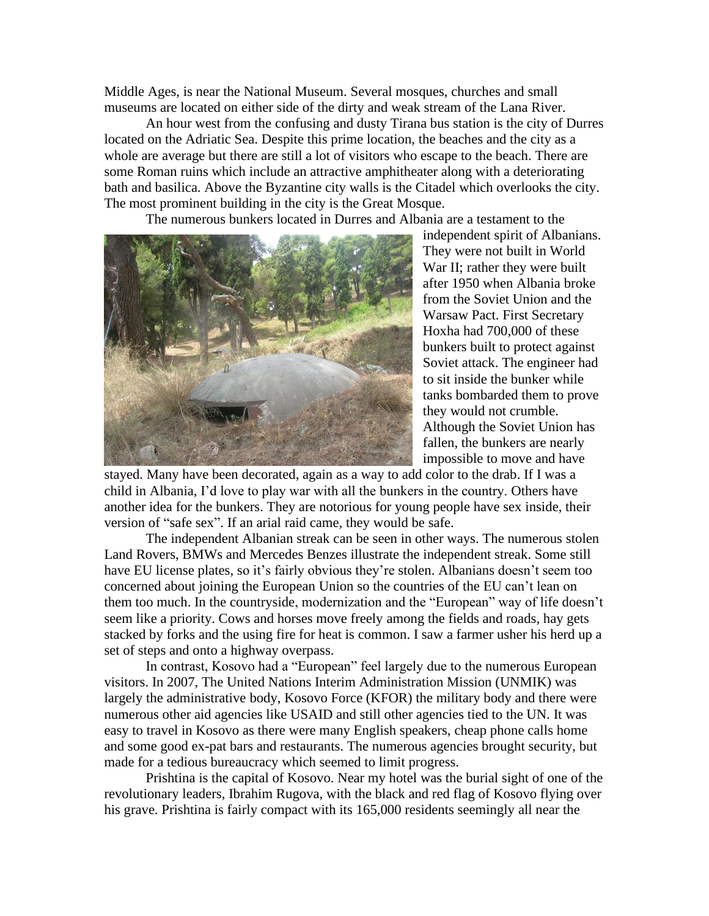Middle Ages, is near the National Museum. Several mosques, churches and small museums are located on either side of the dirty and weak stream of the Lana River.

An hour west from the confusing and dusty Tirana bus station is the city of Durres located on the Adriatic Sea. Despite this prime location, the beaches and the city as a whole are average but there are still a lot of visitors who escape to the beach. There are some Roman ruins which include an attractive amphitheater along with a deteriorating bath and basilica. Above the Byzantine city walls is the Citadel which overlooks the city. The most prominent building in the city is the Great Mosque.

The numerous bunkers located in Durres and Albania are a testament to the independent spirit of Albanians. They were not built in World War II; rather they were built after 1950 when Albania broke from the Soviet Union and the Warsaw Pact. First Secretary Hoxha had 700,000 of these bunkers built to protect against Soviet attack. The engineer had to sit inside the bunker while tanks bombarded them to prove they would not crumble. Although the Soviet Union has fallen, the bunkers are nearly impossible to move and have stayed. Many have been decorated, again as a way to add color to the drab. If I was a child in Albania, I'd love to play war with all the bunkers in the country. Others have another idea for the bunkers. They are notorious for young people have sex inside, their version of "safe sex". If an arial raid came, they would be safe.

The independent Albanian streak can be seen in other ways. The numerous stolen Land Rovers, BMWs and Mercedes Benzes illustrate the independent streak. Some still have EU license plates, so it's fairly obvious they're stolen. Albanians doesn't seem too concerned about joining the European Union so the countries of the EU can't lean on them too much. In the countryside, modernization and the "European" way of life doesn't seem like a priority. Cows and horses move freely among the fields and roads, hay gets stacked by forks and the using fire for heat is common. I saw a farmer usher his herd up a set of steps and onto a highway overpass.

In contrast, Kosovo had a "European" feel largely due to the numerous European visitors. In 2007, The United Nations Interim Administration Mission (UNMIK) was largely the administrative body, Kosovo Force (KFOR) the military body and there were numerous other aid agencies like USAID and still other agencies tied to the UN. It was easy to travel in Kosovo as there were many English speakers, cheap phone calls home and some good ex-pat bars and restaurants. The numerous agencies brought security, but made for a tedious bureaucracy which seemed to limit progress.

Prishtina is the capital of Kosovo. Near my hotel was the burial sight of one of the revolutionary leaders, Ibrahim Rugova, with the black and red flag of Kosovo flying over his grave. Prishtina is fairly compact with its 165,000 residents seemingly all near the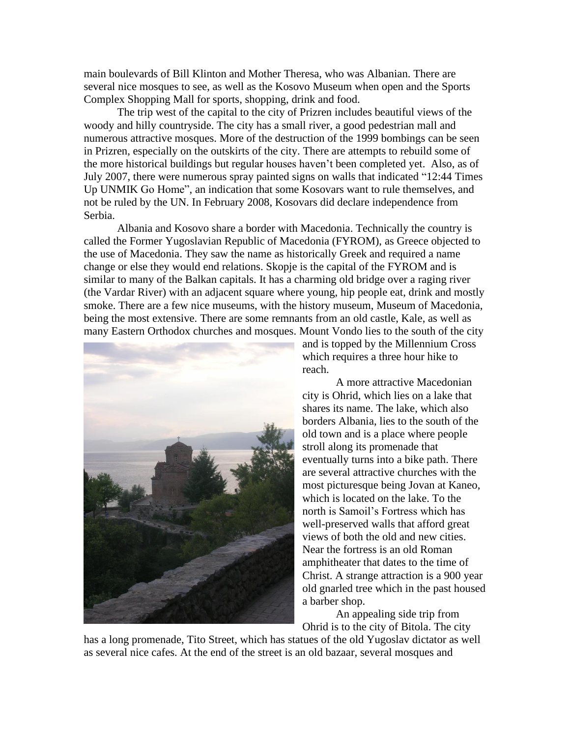main boulevards of Bill Klinton and Mother Theresa, who was Albanian. There are several nice mosques to see, as well as the Kosovo Museum when open and the Sports Complex Shopping Mall for sports, shopping, drink and food.

The trip west of the capital to the city of Prizren includes beautiful views of the woody and hilly countryside. The city has a small river, a good pedestrian mall and numerous attractive mosques. More of the destruction of the 1999 bombings can be seen in Prizren, especially on the outskirts of the city. There are attempts to rebuild some of the more historical buildings but regular houses haven't been completed yet. Also, as of July 2007, there were numerous spray painted signs on walls that indicated "12:44 Times Up UNMIK Go Home", an indication that some Kosovars want to rule themselves, and not be ruled by the UN. In February 2008, Kosovars did declare independence from Serbia.

Albania and Kosovo share a border with Macedonia. Technically the country is called the Former Yugoslavian Republic of Macedonia (FYROM), as Greece objected to the use of Macedonia. They saw the name as historically Greek and required a name change or else they would end relations. Skopje is the capital of the FYROM and is similar to many of the Balkan capitals. It has a charming old bridge over a raging river (the Vardar River) with an adjacent square where young, hip people eat, drink and mostly smoke. There are a few nice museums, with the history museum, Museum of Macedonia, being the most extensive. There are some remnants from an old castle, Kale, as well as many Eastern Orthodox churches and mosques. Mount Vondo lies to the south of the city and is topped by the Millennium Cross which requires a three hour hike to reach.

A more attractive Macedonian city is Ohrid, which lies on a lake that shares its name. The lake, which also borders Albania, lies to the south of the old town and is a place where people stroll along its promenade that eventually turns into a bike path. There are several attractive churches with the most picturesque being Jovan at Kaneo, which is located on the lake. To the north is Samoil's Fortress which has well-preserved walls that afford great views of both the old and new cities. Near the fortress is an old Roman amphitheater that dates to the time of Christ. A strange attraction is a 900 year old gnarled tree which in the past housed a barber shop.

An appealing side trip from Ohrid is to the city of Bitola. The city has a long promenade, Tito Street, which has statues of the old Yugoslav dictator as well as several nice cafes. At the end of the street is an old bazaar, several mosques and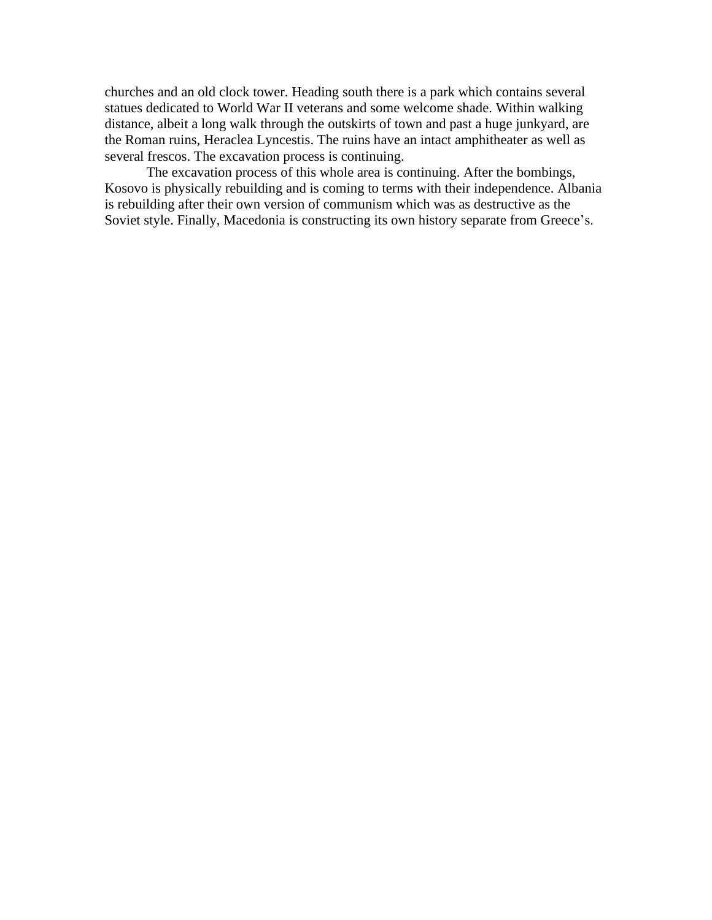churches and an old clock tower. Heading south there is a park which contains several statues dedicated to World War II veterans and some welcome shade. Within walking distance, albeit a long walk through the outskirts of town and past a huge junkyard, are the Roman ruins, Heraclea Lyncestis. The ruins have an intact amphitheater as well as several frescos. The excavation process is continuing.

The excavation process of this whole area is continuing. After the bombings, Kosovo is physically rebuilding and is coming to terms with their independence. Albania is rebuilding after their own version of communism which was as destructive as the Soviet style. Finally, Macedonia is constructing its own history separate from Greece's.